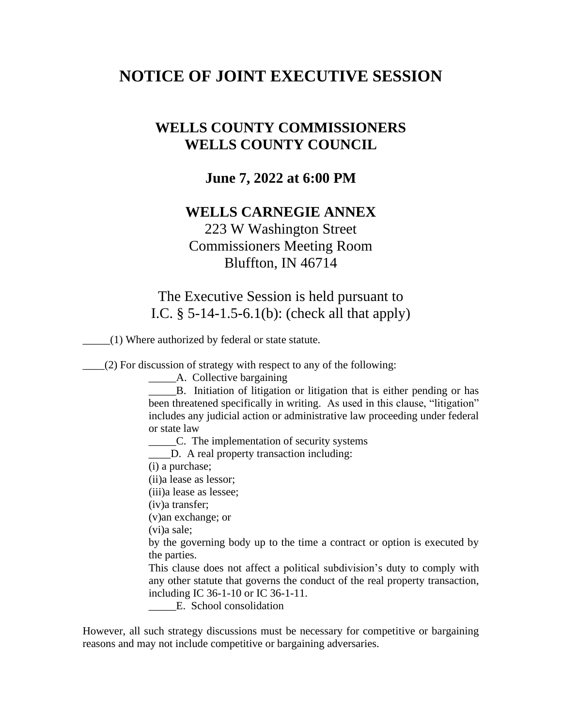# NOTICE OF JOINT EXECUTIVE SESSION

## WELLS COUNTY COMMISSIONERS
## WELLS COUNTY COUNCIL

### June 7, 2022 at 6:00 PM

### WELLS CARNEGIE ANNEX

223 W Washington Street
Commissioners Meeting Room
Bluffton, IN 46714

The Executive Session is held pursuant to
I.C. § 5-14-1.5-6.1(b): (check all that apply)

_____(1) Where authorized by federal or state statute.

____(2) For discussion of strategy with respect to any of the following:

> _____A. Collective bargaining
>
> _____B. Initiation of litigation or litigation that is either pending or has been threatened specifically in writing. As used in this clause, "litigation" includes any judicial action or administrative law proceeding under federal or state law
>
> _____C. The implementation of security systems
>
> ____D. A real property transaction including:
>
> (i) a purchase;
> (ii)a lease as lessor;
> (iii)a lease as lessee;
> (iv)a transfer;
> (v)an exchange; or
> (vi)a sale;
>
> by the governing body up to the time a contract or option is executed by the parties.
>
> This clause does not affect a political subdivision's duty to comply with any other statute that governs the conduct of the real property transaction, including IC 36-1-10 or IC 36-1-11.
>
> _____E. School consolidation

However, all such strategy discussions must be necessary for competitive or bargaining reasons and may not include competitive or bargaining adversaries.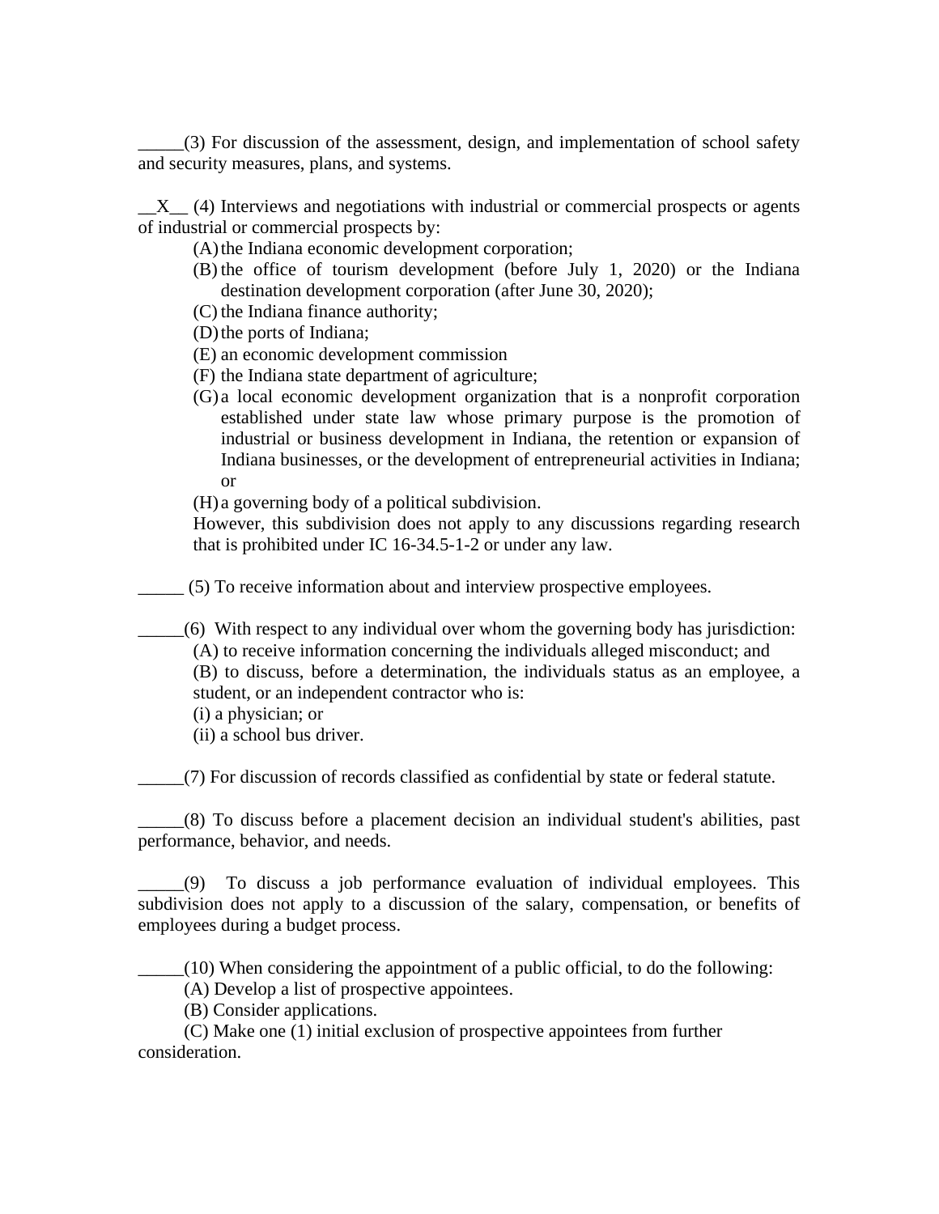_____(3) For discussion of the assessment, design, and implementation of school safety and security measures, plans, and systems.

__X__ (4) Interviews and negotiations with industrial or commercial prospects or agents of industrial or commercial prospects by:

(A) the Indiana economic development corporation;

(B) the office of tourism development (before July 1, 2020) or the Indiana destination development corporation (after June 30, 2020);

(C) the Indiana finance authority;

(D) the ports of Indiana;

(E) an economic development commission

(F) the Indiana state department of agriculture;

(G) a local economic development organization that is a nonprofit corporation established under state law whose primary purpose is the promotion of industrial or business development in Indiana, the retention or expansion of Indiana businesses, or the development of entrepreneurial activities in Indiana; or

(H) a governing body of a political subdivision.

However, this subdivision does not apply to any discussions regarding research that is prohibited under IC 16-34.5-1-2 or under any law.

_____ (5) To receive information about and interview prospective employees.

_____(6) With respect to any individual over whom the governing body has jurisdiction:

(A) to receive information concerning the individuals alleged misconduct; and

(B) to discuss, before a determination, the individuals status as an employee, a student, or an independent contractor who is:

(i) a physician; or

(ii) a school bus driver.

_____(7) For discussion of records classified as confidential by state or federal statute.

_____(8) To discuss before a placement decision an individual student's abilities, past performance, behavior, and needs.

_____(9) To discuss a job performance evaluation of individual employees. This subdivision does not apply to a discussion of the salary, compensation, or benefits of employees during a budget process.

_____(10) When considering the appointment of a public official, to do the following:

(A) Develop a list of prospective appointees.

(B) Consider applications.

(C) Make one (1) initial exclusion of prospective appointees from further consideration.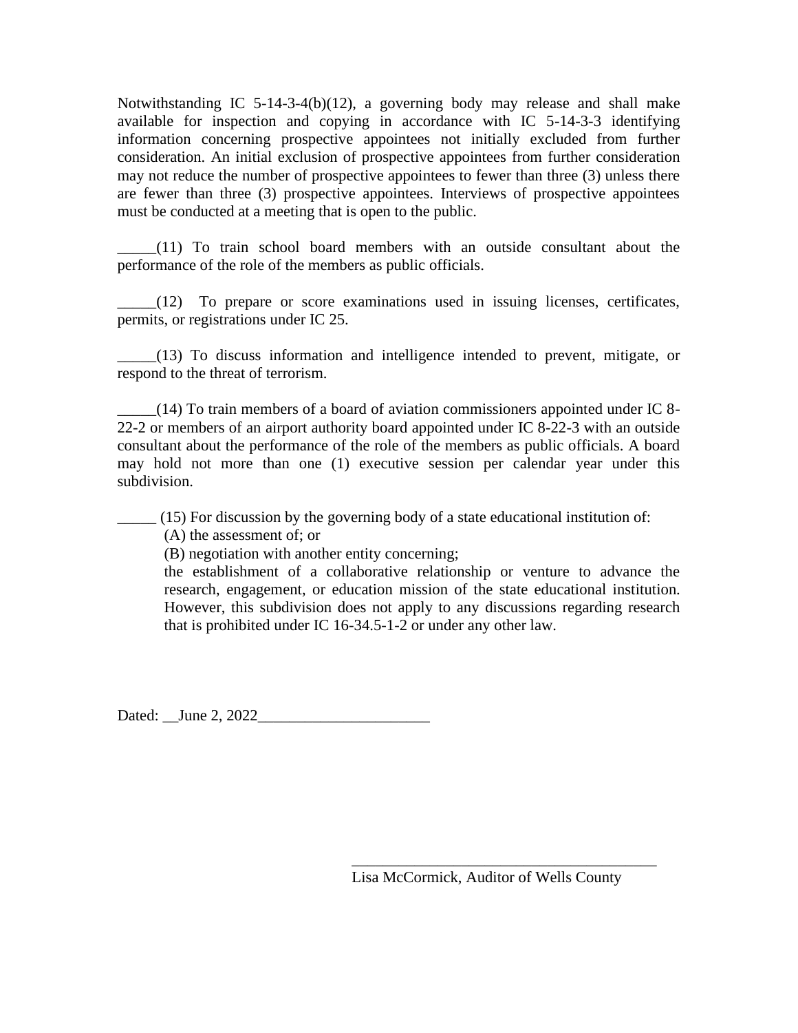Notwithstanding IC 5-14-3-4(b)(12), a governing body may release and shall make available for inspection and copying in accordance with IC 5-14-3-3 identifying information concerning prospective appointees not initially excluded from further consideration. An initial exclusion of prospective appointees from further consideration may not reduce the number of prospective appointees to fewer than three (3) unless there are fewer than three (3) prospective appointees. Interviews of prospective appointees must be conducted at a meeting that is open to the public.

_____(11) To train school board members with an outside consultant about the performance of the role of the members as public officials.

_____(12) To prepare or score examinations used in issuing licenses, certificates, permits, or registrations under IC 25.

_____(13) To discuss information and intelligence intended to prevent, mitigate, or respond to the threat of terrorism.

_____(14) To train members of a board of aviation commissioners appointed under IC 8-22-2 or members of an airport authority board appointed under IC 8-22-3 with an outside consultant about the performance of the role of the members as public officials. A board may hold not more than one (1) executive session per calendar year under this subdivision.

_____ (15) For discussion by the governing body of a state educational institution of:

(A) the assessment of; or

(B) negotiation with another entity concerning;

the establishment of a collaborative relationship or venture to advance the research, engagement, or education mission of the state educational institution. However, this subdivision does not apply to any discussions regarding research that is prohibited under IC 16-34.5-1-2 or under any other law.

Dated: __June 2, 2022______________________

_______________________________________

Lisa McCormick, Auditor of Wells County